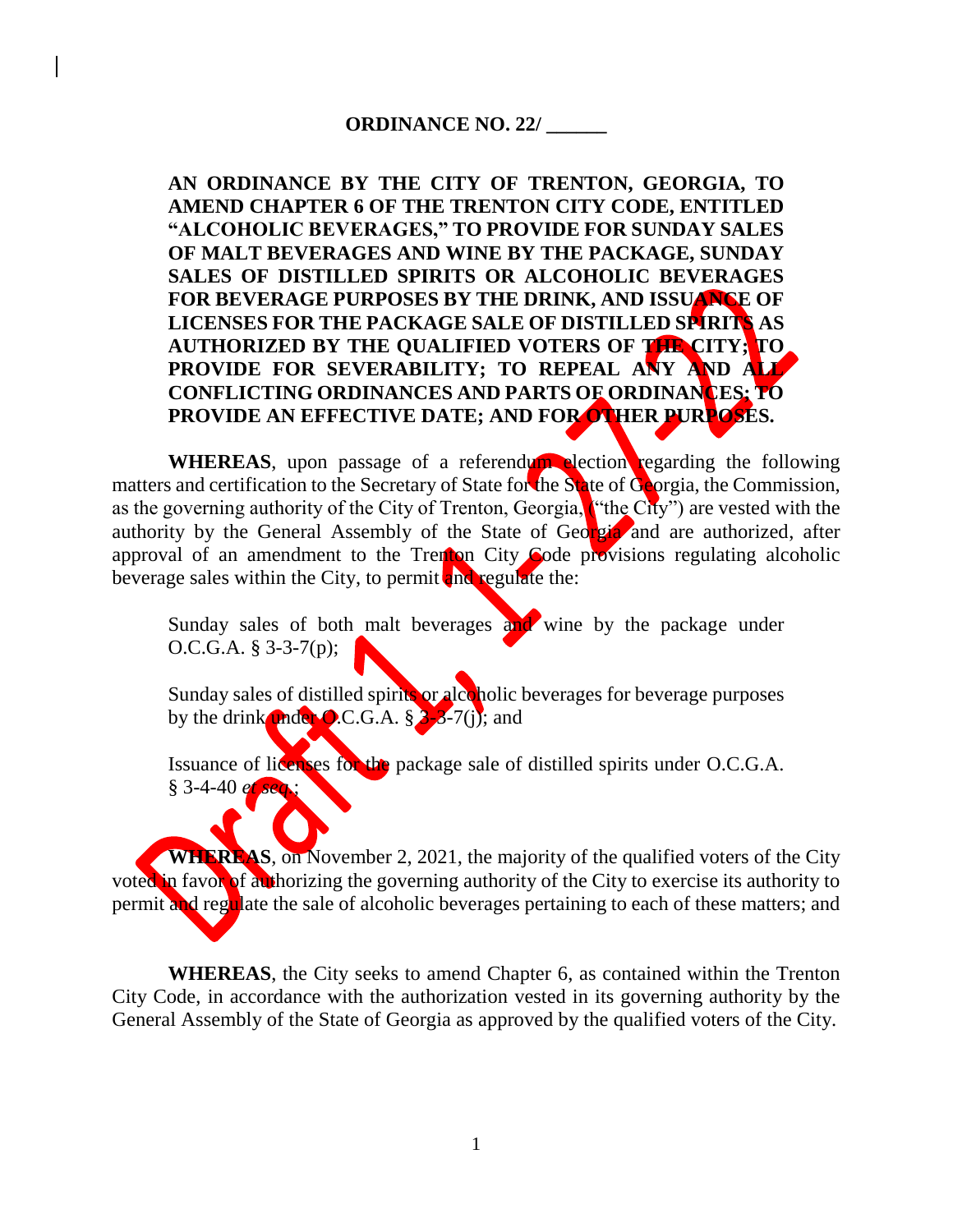# ORDINANCE NO. 22/ ______

**AN ORDINANCE BY THE CITY OF TRENTON, GEORGIA, TO AMEND CHAPTER 6 OF THE TRENTON CITY CODE, ENTITLED "ALCOHOLIC BEVERAGES," TO PROVIDE FOR SUNDAY SALES OF MALT BEVERAGES AND WINE BY THE PACKAGE, SUNDAY SALES OF DISTILLED SPIRITS OR ALCOHOLIC BEVERAGES FOR BEVERAGE PURPOSES BY THE DRINK, AND ISSUANCE OF LICENSES FOR THE PACKAGE SALE OF DISTILLED SPIRITS AS AUTHORIZED BY THE QUALIFIED VOTERS OF THE CITY; TO PROVIDE FOR SEVERABILITY; TO REPEAL ANY AND ALL CONFLICTING ORDINANCES AND PARTS OF ORDINANCES; TO PROVIDE AN EFFECTIVE DATE; AND FOR OTHER PURPOSES.**

**WHEREAS**, upon passage of a referendum election regarding the following matters and certification to the Secretary of State for the State of Georgia, the Commission, as the governing authority of the City of Trenton, Georgia, ("the City") are vested with the authority by the General Assembly of the State of Georgia and are authorized, after approval of an amendment to the Trenton City Code provisions regulating alcoholic beverage sales within the City, to permit and regulate the:

Sunday sales of both malt beverages and wine by the package under O.C.G.A. § 3-3-7(p);

Sunday sales of distilled spirits or alcoholic beverages for beverage purposes by the drink under O.C.G.A. § 3-3-7(j); and

Issuance of licenses for the package sale of distilled spirits under O.C.G.A. § 3-4-40 *et seq.*;

**WHEREAS**, on November 2, 2021, the majority of the qualified voters of the City voted in favor of authorizing the governing authority of the City to exercise its authority to permit and regulate the sale of alcoholic beverages pertaining to each of these matters; and

**WHEREAS**, the City seeks to amend Chapter 6, as contained within the Trenton City Code, in accordance with the authorization vested in its governing authority by the General Assembly of the State of Georgia as approved by the qualified voters of the City.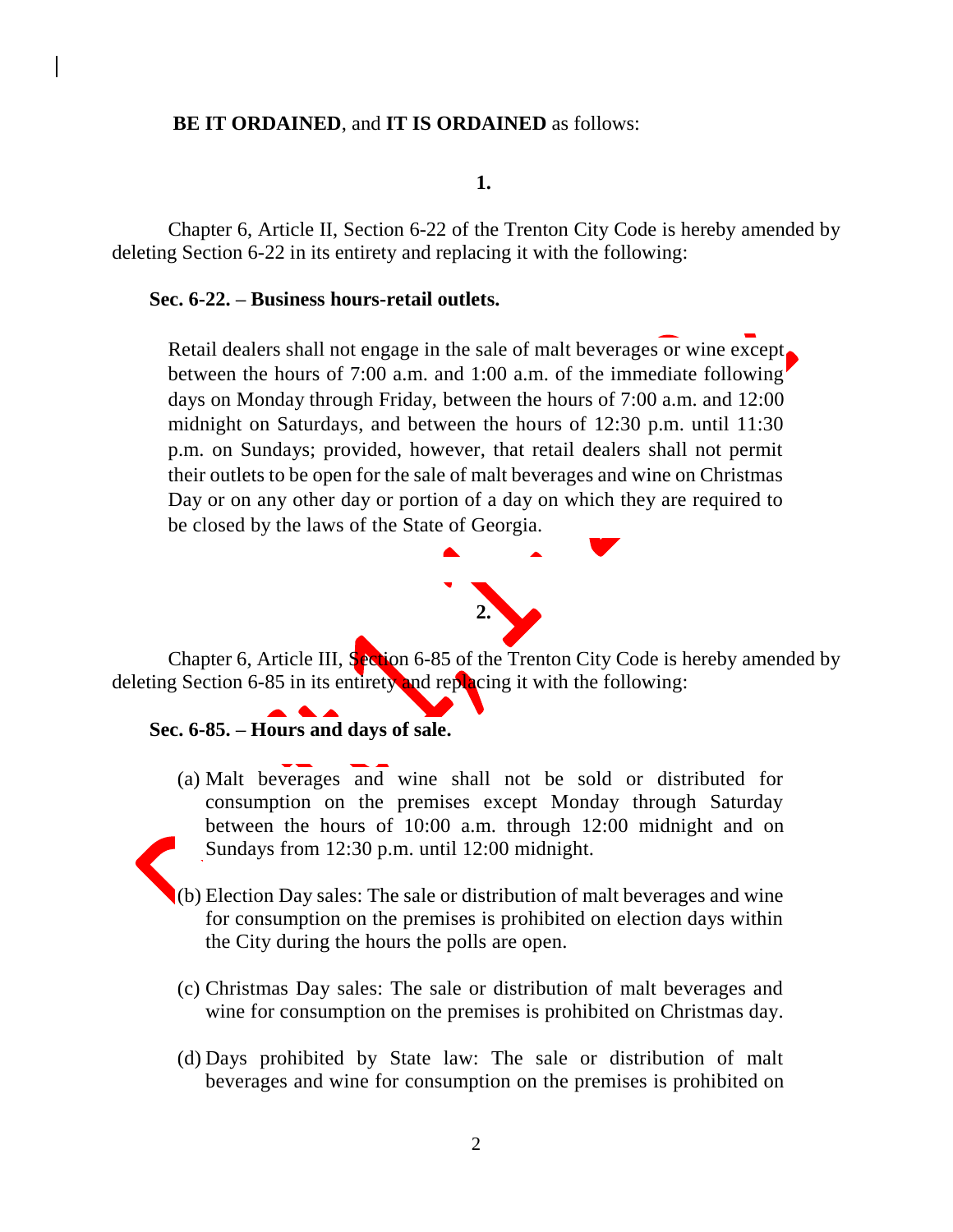**BE IT ORDAINED**, and **IT IS ORDAINED** as follows:

**1.**

Chapter 6, Article II, Section 6-22 of the Trenton City Code is hereby amended by deleting Section 6-22 in its entirety and replacing it with the following:

**Sec. 6-22. – Business hours-retail outlets.**

Retail dealers shall not engage in the sale of malt beverages or wine except between the hours of 7:00 a.m. and 1:00 a.m. of the immediate following days on Monday through Friday, between the hours of 7:00 a.m. and 12:00 midnight on Saturdays, and between the hours of 12:30 p.m. until 11:30 p.m. on Sundays; provided, however, that retail dealers shall not permit their outlets to be open for the sale of malt beverages and wine on Christmas Day or on any other day or portion of a day on which they are required to be closed by the laws of the State of Georgia.

**2.**

Chapter 6, Article III, Section 6-85 of the Trenton City Code is hereby amended by deleting Section 6-85 in its entirety and replacing it with the following:

**Sec. 6-85. – Hours and days of sale.**

(a) Malt beverages and wine shall not be sold or distributed for consumption on the premises except Monday through Saturday between the hours of 10:00 a.m. through 12:00 midnight and on Sundays from 12:30 p.m. until 12:00 midnight.

(b) Election Day sales: The sale or distribution of malt beverages and wine for consumption on the premises is prohibited on election days within the City during the hours the polls are open.

(c) Christmas Day sales: The sale or distribution of malt beverages and wine for consumption on the premises is prohibited on Christmas day.

(d) Days prohibited by State law: The sale or distribution of malt beverages and wine for consumption on the premises is prohibited on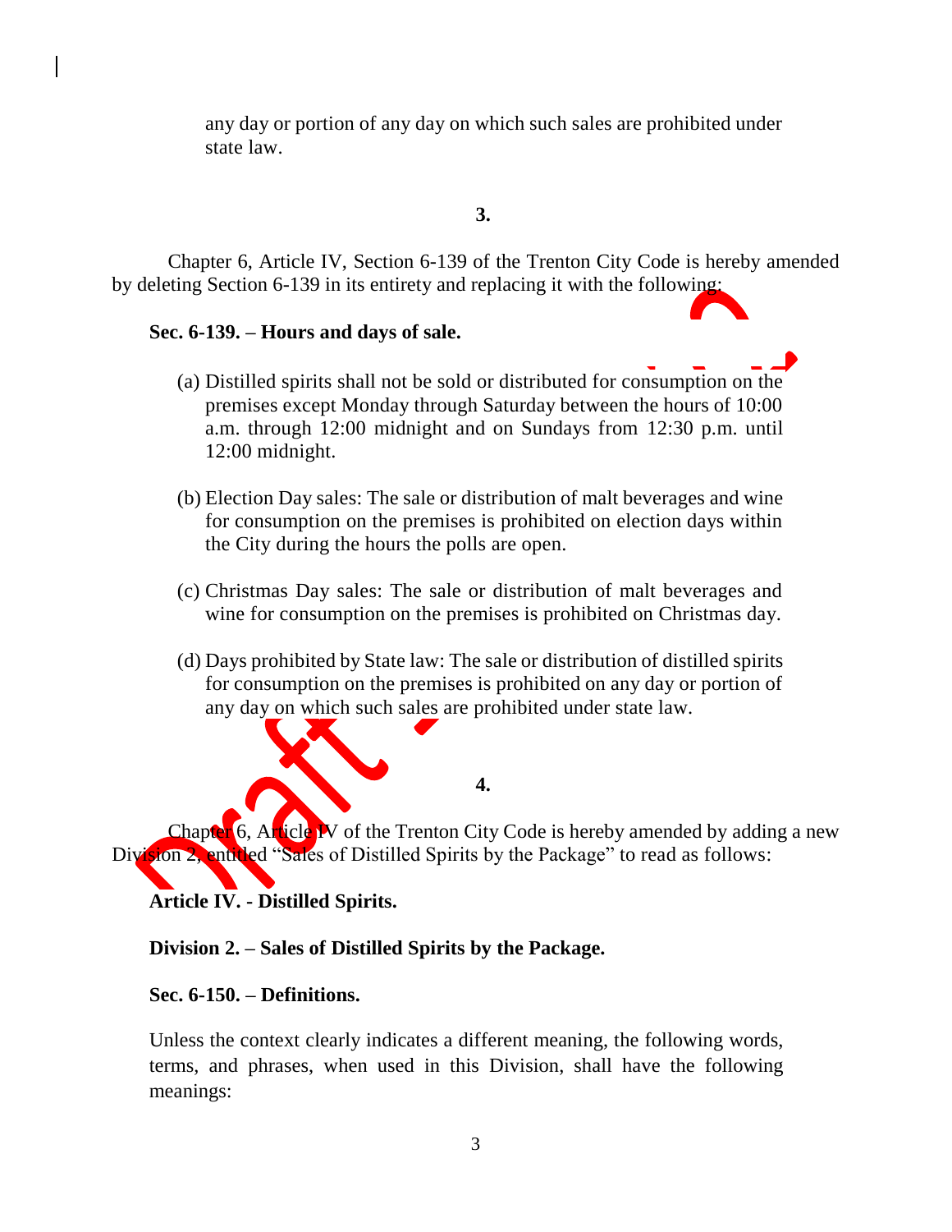any day or portion of any day on which such sales are prohibited under state law.

**3.**

Chapter 6, Article IV, Section 6-139 of the Trenton City Code is hereby amended by deleting Section 6-139 in its entirety and replacing it with the following:

**Sec. 6-139. – Hours and days of sale.**

(a) Distilled spirits shall not be sold or distributed for consumption on the premises except Monday through Saturday between the hours of 10:00 a.m. through 12:00 midnight and on Sundays from 12:30 p.m. until 12:00 midnight.

(b) Election Day sales: The sale or distribution of malt beverages and wine for consumption on the premises is prohibited on election days within the City during the hours the polls are open.

(c) Christmas Day sales: The sale or distribution of malt beverages and wine for consumption on the premises is prohibited on Christmas day.

(d) Days prohibited by State law: The sale or distribution of distilled spirits for consumption on the premises is prohibited on any day or portion of any day on which such sales are prohibited under state law.

**4.**

Chapter 6, Article IV of the Trenton City Code is hereby amended by adding a new Division 2, entitled "Sales of Distilled Spirits by the Package" to read as follows:

**Article IV. - Distilled Spirits.**

**Division 2. – Sales of Distilled Spirits by the Package.**

**Sec. 6-150. – Definitions.**

Unless the context clearly indicates a different meaning, the following words, terms, and phrases, when used in this Division, shall have the following meanings: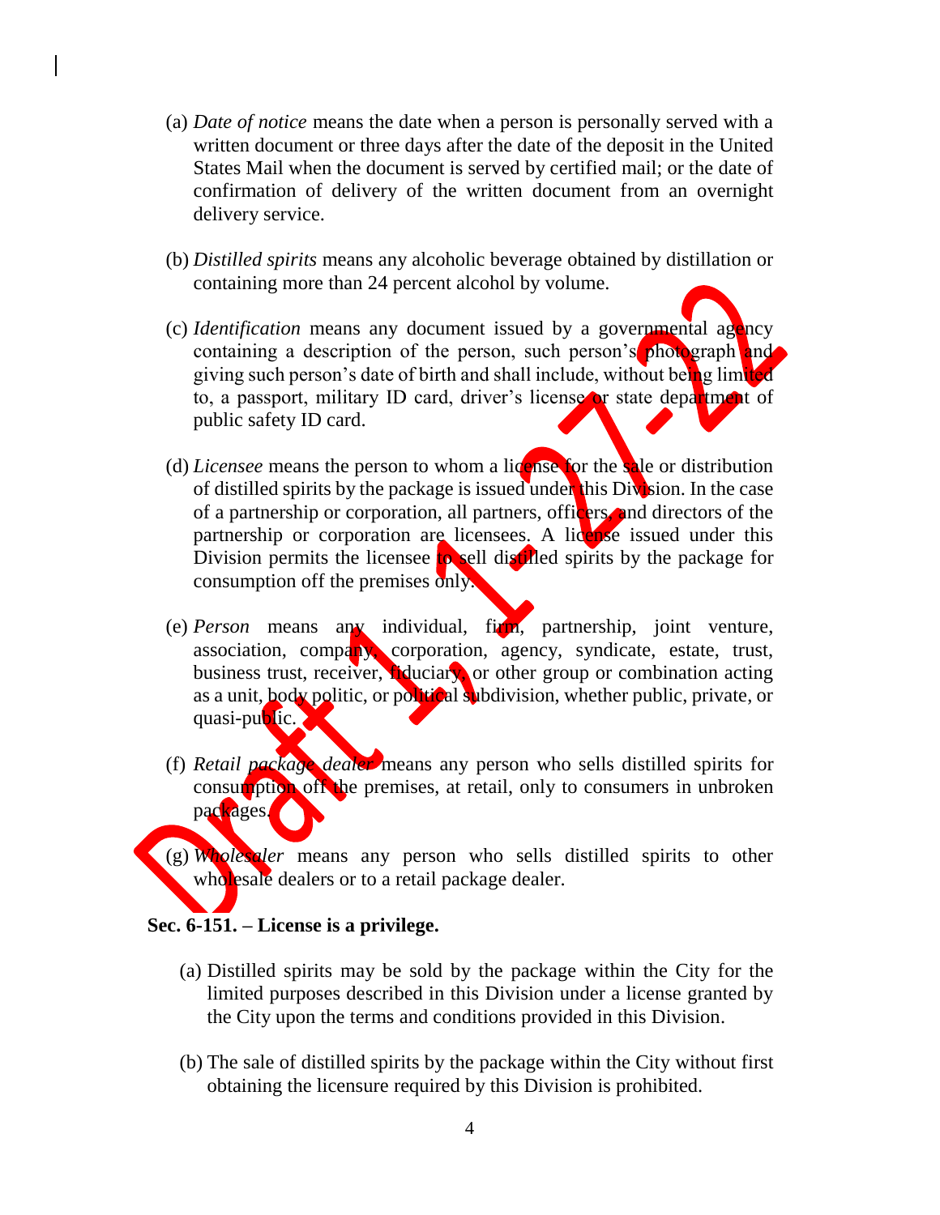(a) *Date of notice* means the date when a person is personally served with a written document or three days after the date of the deposit in the United States Mail when the document is served by certified mail; or the date of confirmation of delivery of the written document from an overnight delivery service.

(b) *Distilled spirits* means any alcoholic beverage obtained by distillation or containing more than 24 percent alcohol by volume.

(c) *Identification* means any document issued by a governmental agency containing a description of the person, such person's photograph and giving such person's date of birth and shall include, without being limited to, a passport, military ID card, driver's license or state department of public safety ID card.

(d) *Licensee* means the person to whom a license for the sale or distribution of distilled spirits by the package is issued under this Division. In the case of a partnership or corporation, all partners, officers, and directors of the partnership or corporation are licensees. A license issued under this Division permits the licensee to sell distilled spirits by the package for consumption off the premises only.

(e) *Person* means any individual, firm, partnership, joint venture, association, company, corporation, agency, syndicate, estate, trust, business trust, receiver, fiduciary, or other group or combination acting as a unit, body politic, or political subdivision, whether public, private, or quasi-public.

(f) *Retail package dealer* means any person who sells distilled spirits for consumption off the premises, at retail, only to consumers in unbroken packages.

(g) *Wholesaler* means any person who sells distilled spirits to other wholesale dealers or to a retail package dealer.

**Sec. 6-151. – License is a privilege.**

(a) Distilled spirits may be sold by the package within the City for the limited purposes described in this Division under a license granted by the City upon the terms and conditions provided in this Division.

(b) The sale of distilled spirits by the package within the City without first obtaining the licensure required by this Division is prohibited.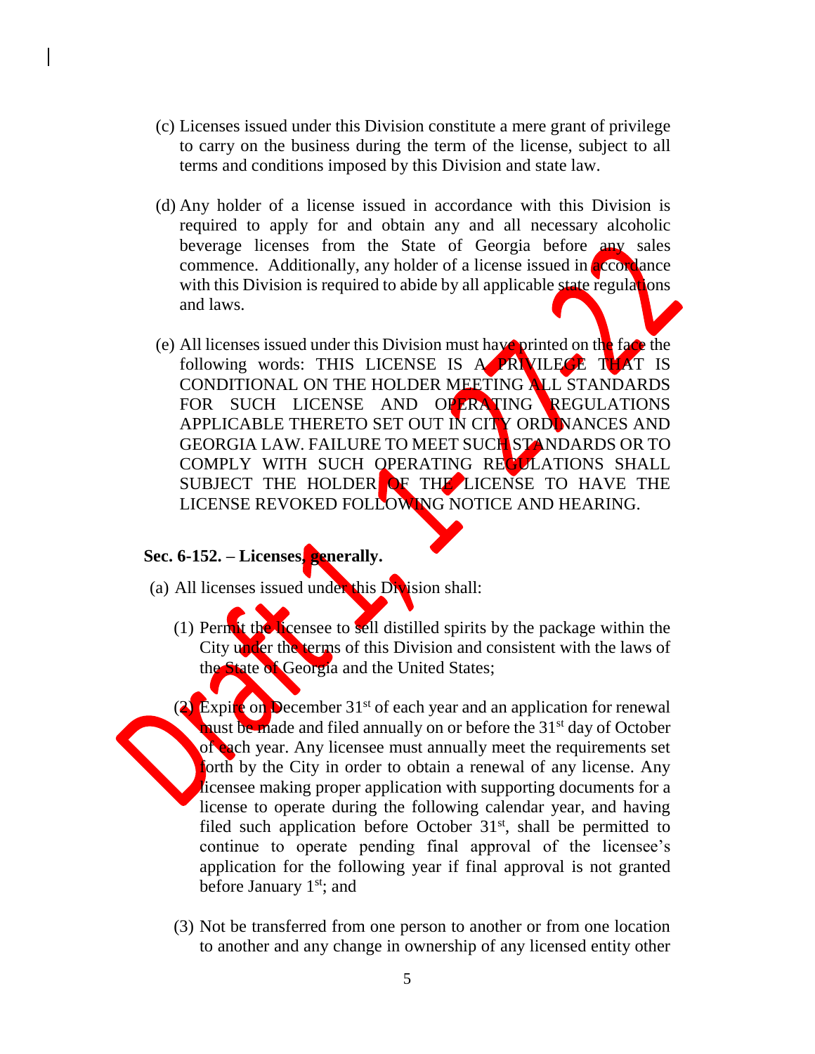(c) Licenses issued under this Division constitute a mere grant of privilege to carry on the business during the term of the license, subject to all terms and conditions imposed by this Division and state law.

(d) Any holder of a license issued in accordance with this Division is required to apply for and obtain any and all necessary alcoholic beverage licenses from the State of Georgia before any sales commence. Additionally, any holder of a license issued in accordance with this Division is required to abide by all applicable state regulations and laws.

(e) All licenses issued under this Division must have printed on the face the following words: THIS LICENSE IS A PRIVILEGE THAT IS CONDITIONAL ON THE HOLDER MEETING ALL STANDARDS FOR SUCH LICENSE AND OPERATING REGULATIONS APPLICABLE THERETO SET OUT IN CITY ORDINANCES AND GEORGIA LAW. FAILURE TO MEET SUCH STANDARDS OR TO COMPLY WITH SUCH OPERATING REGULATIONS SHALL SUBJECT THE HOLDER OF THE LICENSE TO HAVE THE LICENSE REVOKED FOLLOWING NOTICE AND HEARING.

**Sec. 6-152. – Licenses, generally.**

(a) All licenses issued under this Division shall:

(1) Permit the licensee to sell distilled spirits by the package within the City under the terms of this Division and consistent with the laws of the State of Georgia and the United States;

(2) Expire on December 31st of each year and an application for renewal must be made and filed annually on or before the 31st day of October of each year. Any licensee must annually meet the requirements set forth by the City in order to obtain a renewal of any license. Any licensee making proper application with supporting documents for a license to operate during the following calendar year, and having filed such application before October 31st, shall be permitted to continue to operate pending final approval of the licensee's application for the following year if final approval is not granted before January 1st; and

(3) Not be transferred from one person to another or from one location to another and any change in ownership of any licensed entity other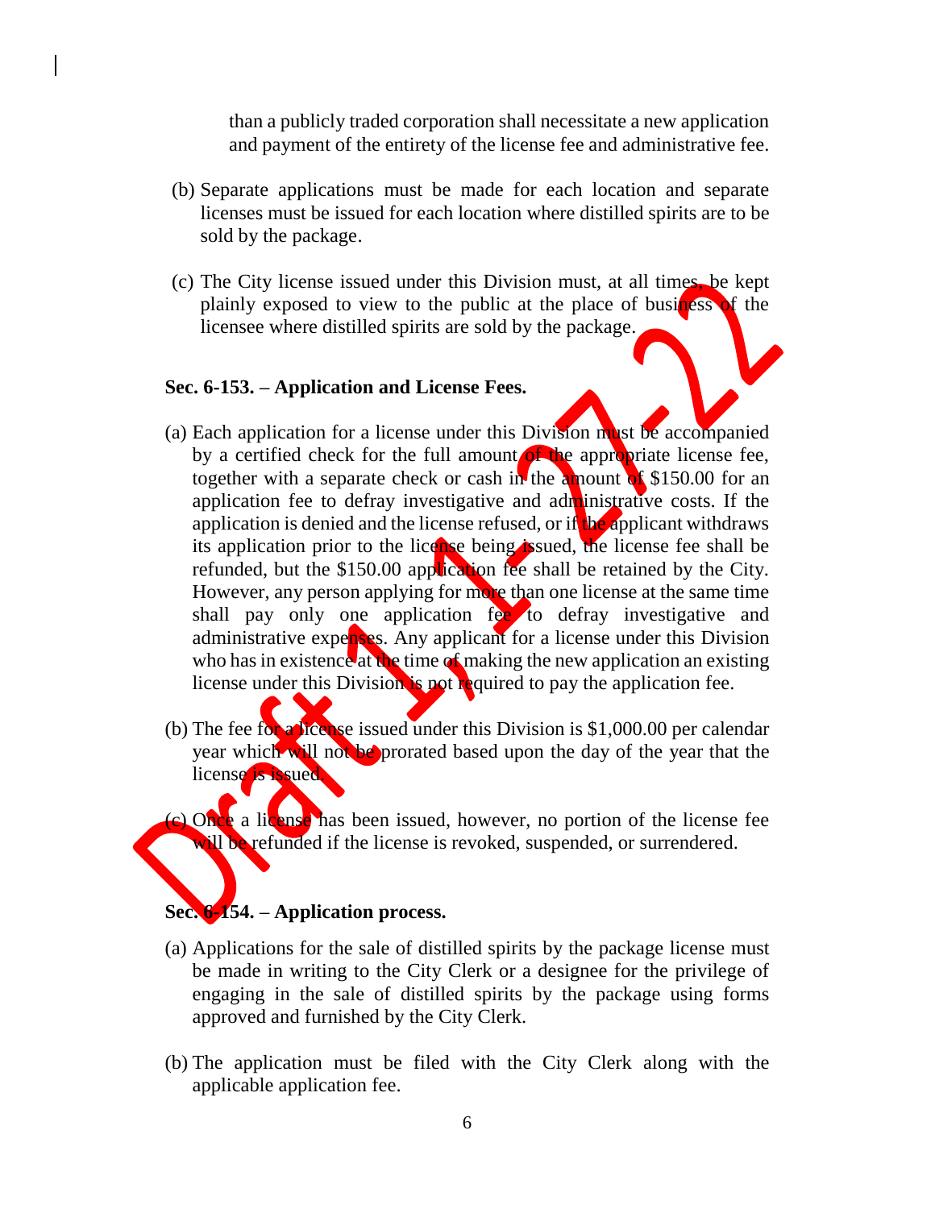than a publicly traded corporation shall necessitate a new application and payment of the entirety of the license fee and administrative fee.

(b) Separate applications must be made for each location and separate licenses must be issued for each location where distilled spirits are to be sold by the package.

(c) The City license issued under this Division must, at all times, be kept plainly exposed to view to the public at the place of business of the licensee where distilled spirits are sold by the package.

**Sec. 6-153. – Application and License Fees.**

(a) Each application for a license under this Division must be accompanied by a certified check for the full amount of the appropriate license fee, together with a separate check or cash in the amount of $150.00 for an application fee to defray investigative and administrative costs. If the application is denied and the license refused, or if the applicant withdraws its application prior to the license being issued, the license fee shall be refunded, but the $150.00 application fee shall be retained by the City. However, any person applying for more than one license at the same time shall pay only one application fee to defray investigative and administrative expenses. Any applicant for a license under this Division who has in existence at the time of making the new application an existing license under this Division is not required to pay the application fee.

(b) The fee for a license issued under this Division is $1,000.00 per calendar year which will not be prorated based upon the day of the year that the license is issued.

(c) Once a license has been issued, however, no portion of the license fee will be refunded if the license is revoked, suspended, or surrendered.

**Sec. 6-154. – Application process.**

(a) Applications for the sale of distilled spirits by the package license must be made in writing to the City Clerk or a designee for the privilege of engaging in the sale of distilled spirits by the package using forms approved and furnished by the City Clerk.

(b) The application must be filed with the City Clerk along with the applicable application fee.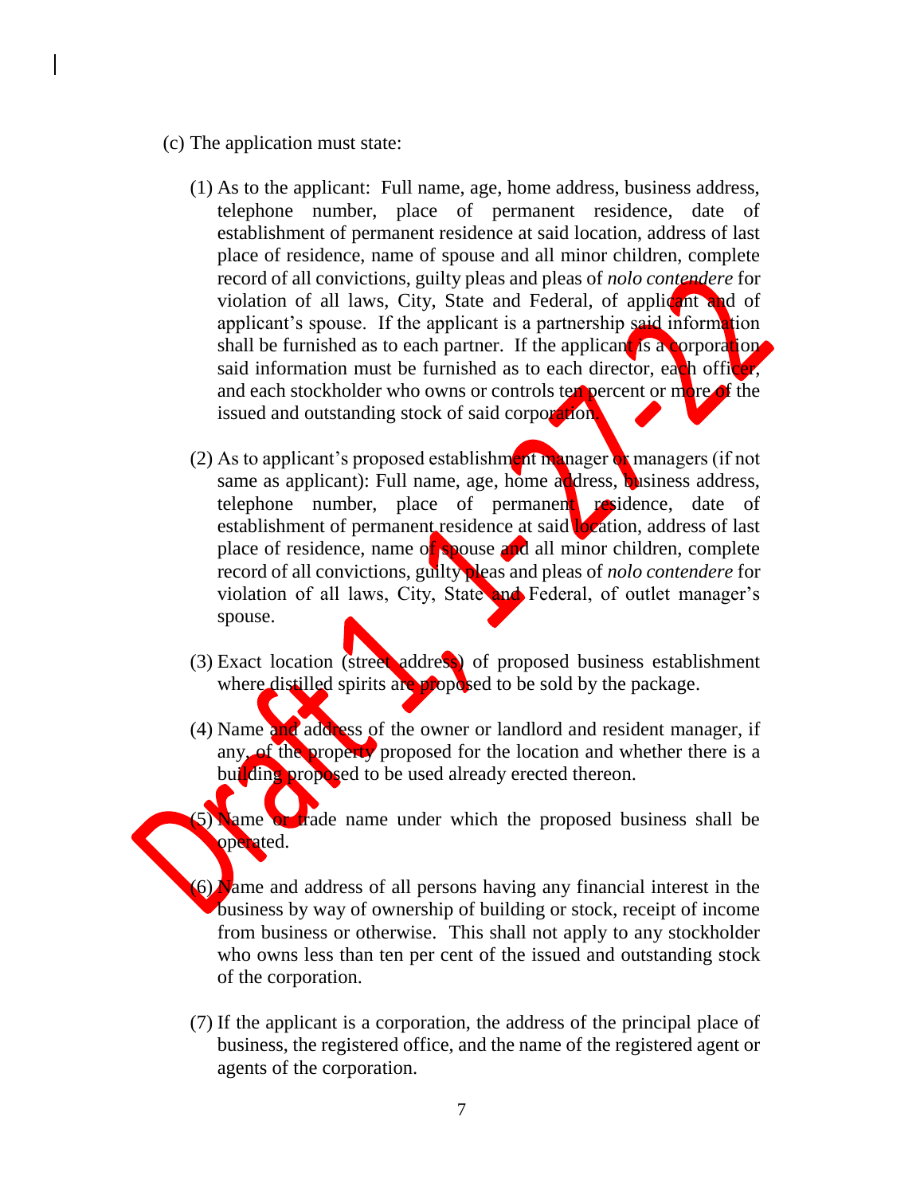(c) The application must state:

(1) As to the applicant: Full name, age, home address, business address, telephone number, place of permanent residence, date of establishment of permanent residence at said location, address of last place of residence, name of spouse and all minor children, complete record of all convictions, guilty pleas and pleas of *nolo contendere* for violation of all laws, City, State and Federal, of applicant and of applicant's spouse. If the applicant is a partnership said information shall be furnished as to each partner. If the applicant is a corporation said information must be furnished as to each director, each officer, and each stockholder who owns or controls ten percent or more of the issued and outstanding stock of said corporation.

(2) As to applicant's proposed establishment manager or managers (if not same as applicant): Full name, age, home address, business address, telephone number, place of permanent residence, date of establishment of permanent residence at said location, address of last place of residence, name of spouse and all minor children, complete record of all convictions, guilty pleas and pleas of *nolo contendere* for violation of all laws, City, State and Federal, of outlet manager's spouse.

(3) Exact location (street address) of proposed business establishment where distilled spirits are proposed to be sold by the package.

(4) Name and address of the owner or landlord and resident manager, if any, of the property proposed for the location and whether there is a building proposed to be used already erected thereon.

(5) Name or trade name under which the proposed business shall be operated.

(6) Name and address of all persons having any financial interest in the business by way of ownership of building or stock, receipt of income from business or otherwise. This shall not apply to any stockholder who owns less than ten per cent of the issued and outstanding stock of the corporation.

(7) If the applicant is a corporation, the address of the principal place of business, the registered office, and the name of the registered agent or agents of the corporation.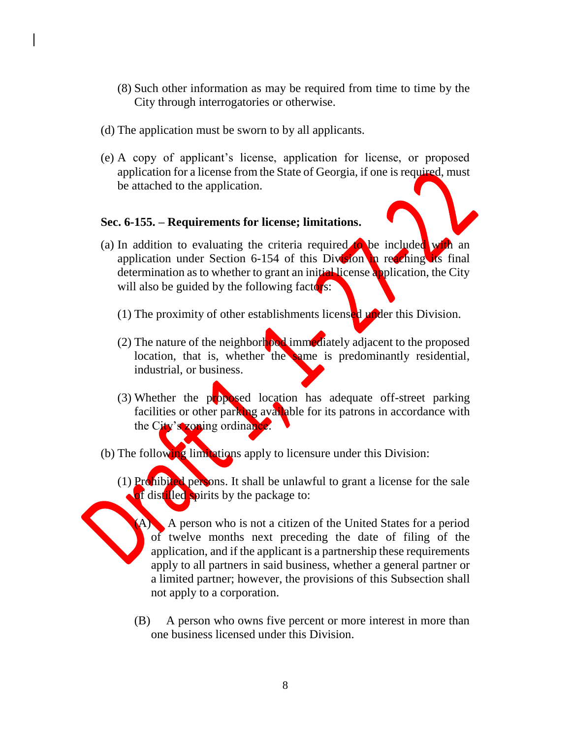(8) Such other information as may be required from time to time by the City through interrogatories or otherwise.

(d) The application must be sworn to by all applicants.

(e) A copy of applicant's license, application for license, or proposed application for a license from the State of Georgia, if one is required, must be attached to the application.

**Sec. 6-155. – Requirements for license; limitations.**

(a) In addition to evaluating the criteria required to be included with an application under Section 6-154 of this Division in reaching its final determination as to whether to grant an initial license application, the City will also be guided by the following factors:

(1) The proximity of other establishments licensed under this Division.

(2) The nature of the neighborhood immediately adjacent to the proposed location, that is, whether the same is predominantly residential, industrial, or business.

(3) Whether the proposed location has adequate off-street parking facilities or other parking available for its patrons in accordance with the City's zoning ordinance.

(b) The following limitations apply to licensure under this Division:

(1) Prohibited persons. It shall be unlawful to grant a license for the sale of distilled spirits by the package to:

(A) A person who is not a citizen of the United States for a period of twelve months next preceding the date of filing of the application, and if the applicant is a partnership these requirements apply to all partners in said business, whether a general partner or a limited partner; however, the provisions of this Subsection shall not apply to a corporation.

(B) A person who owns five percent or more interest in more than one business licensed under this Division.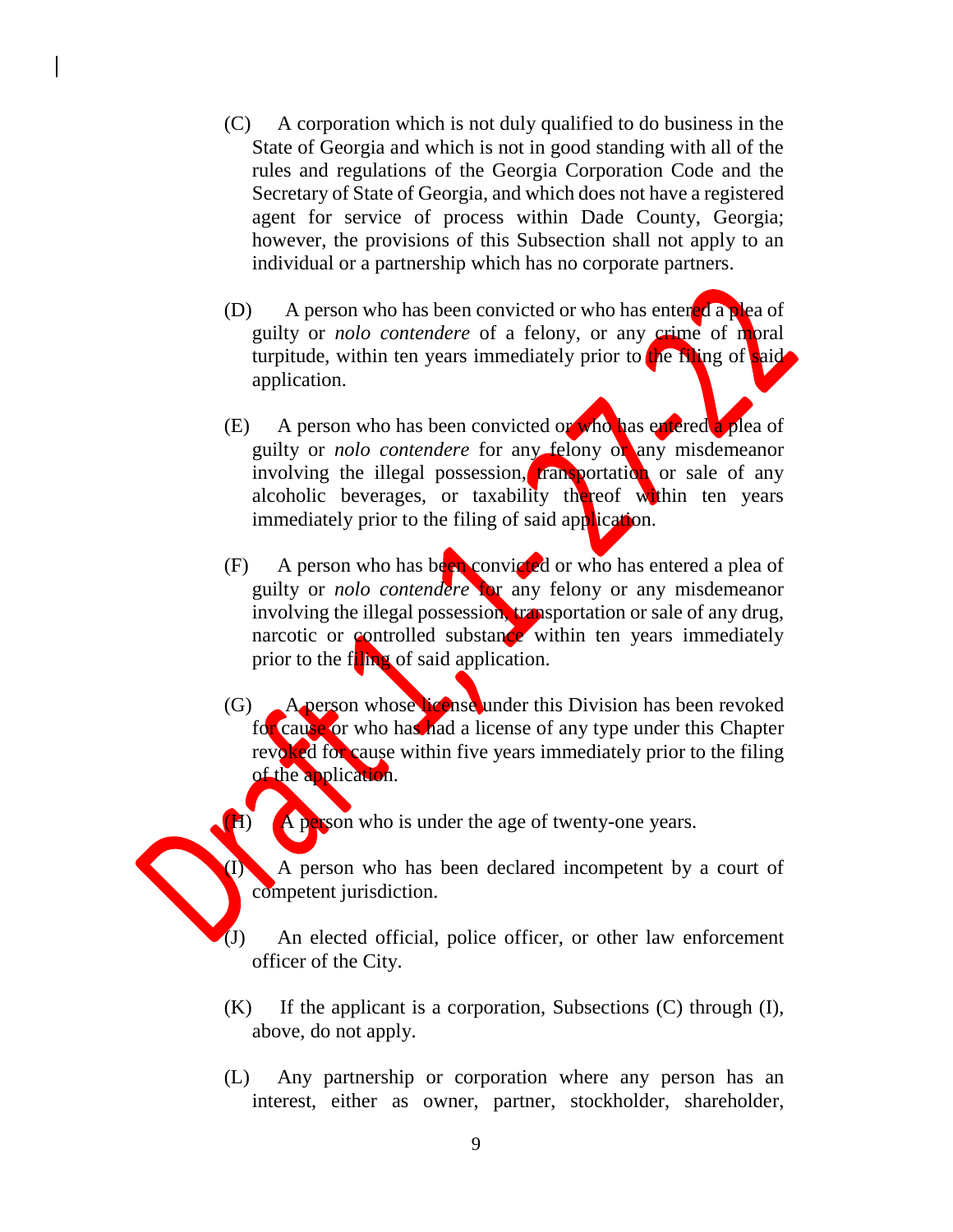(C) A corporation which is not duly qualified to do business in the State of Georgia and which is not in good standing with all of the rules and regulations of the Georgia Corporation Code and the Secretary of State of Georgia, and which does not have a registered agent for service of process within Dade County, Georgia; however, the provisions of this Subsection shall not apply to an individual or a partnership which has no corporate partners.

(D) A person who has been convicted or who has entered a plea of guilty or *nolo contendere* of a felony, or any crime of moral turpitude, within ten years immediately prior to the filing of said application.

(E) A person who has been convicted or who has entered a plea of guilty or *nolo contendere* for any felony or any misdemeanor involving the illegal possession, transportation or sale of any alcoholic beverages, or taxability thereof within ten years immediately prior to the filing of said application.

(F) A person who has been convicted or who has entered a plea of guilty or *nolo contendere* for any felony or any misdemeanor involving the illegal possession, transportation or sale of any drug, narcotic or controlled substance within ten years immediately prior to the filing of said application.

(G) A person whose license under this Division has been revoked for cause or who has had a license of any type under this Chapter revoked for cause within five years immediately prior to the filing of the application.

(H) A person who is under the age of twenty-one years.

(I) A person who has been declared incompetent by a court of competent jurisdiction.

(J) An elected official, police officer, or other law enforcement officer of the City.

(K) If the applicant is a corporation, Subsections (C) through (I), above, do not apply.

(L) Any partnership or corporation where any person has an interest, either as owner, partner, stockholder, shareholder,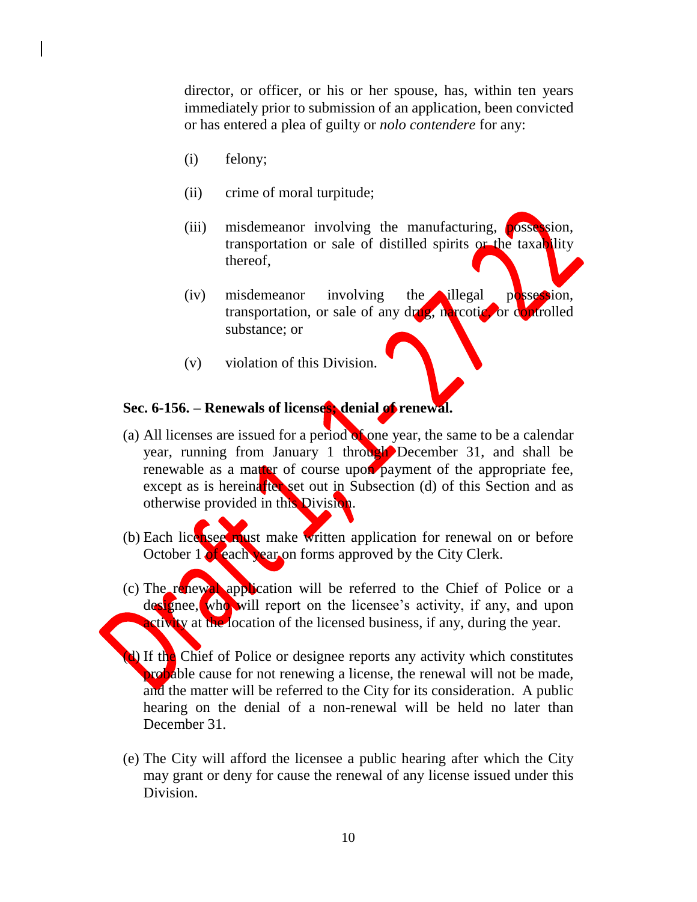director, or officer, or his or her spouse, has, within ten years immediately prior to submission of an application, been convicted or has entered a plea of guilty or *nolo contendere* for any:

(i) felony;

(ii) crime of moral turpitude;

(iii) misdemeanor involving the manufacturing, possession, transportation or sale of distilled spirits or the taxability thereof,

(iv) misdemeanor involving the illegal possession, transportation, or sale of any drug, narcotic, or controlled substance; or

(v) violation of this Division.

**Sec. 6-156. – Renewals of licenses; denial of renewal.**

(a) All licenses are issued for a period of one year, the same to be a calendar year, running from January 1 through December 31, and shall be renewable as a matter of course upon payment of the appropriate fee, except as is hereinafter set out in Subsection (d) of this Section and as otherwise provided in this Division.

(b) Each licensee must make written application for renewal on or before October 1 of each year on forms approved by the City Clerk.

(c) The renewal application will be referred to the Chief of Police or a designee, who will report on the licensee's activity, if any, and upon activity at the location of the licensed business, if any, during the year.

(d) If the Chief of Police or designee reports any activity which constitutes probable cause for not renewing a license, the renewal will not be made, and the matter will be referred to the City for its consideration. A public hearing on the denial of a non-renewal will be held no later than December 31.

(e) The City will afford the licensee a public hearing after which the City may grant or deny for cause the renewal of any license issued under this Division.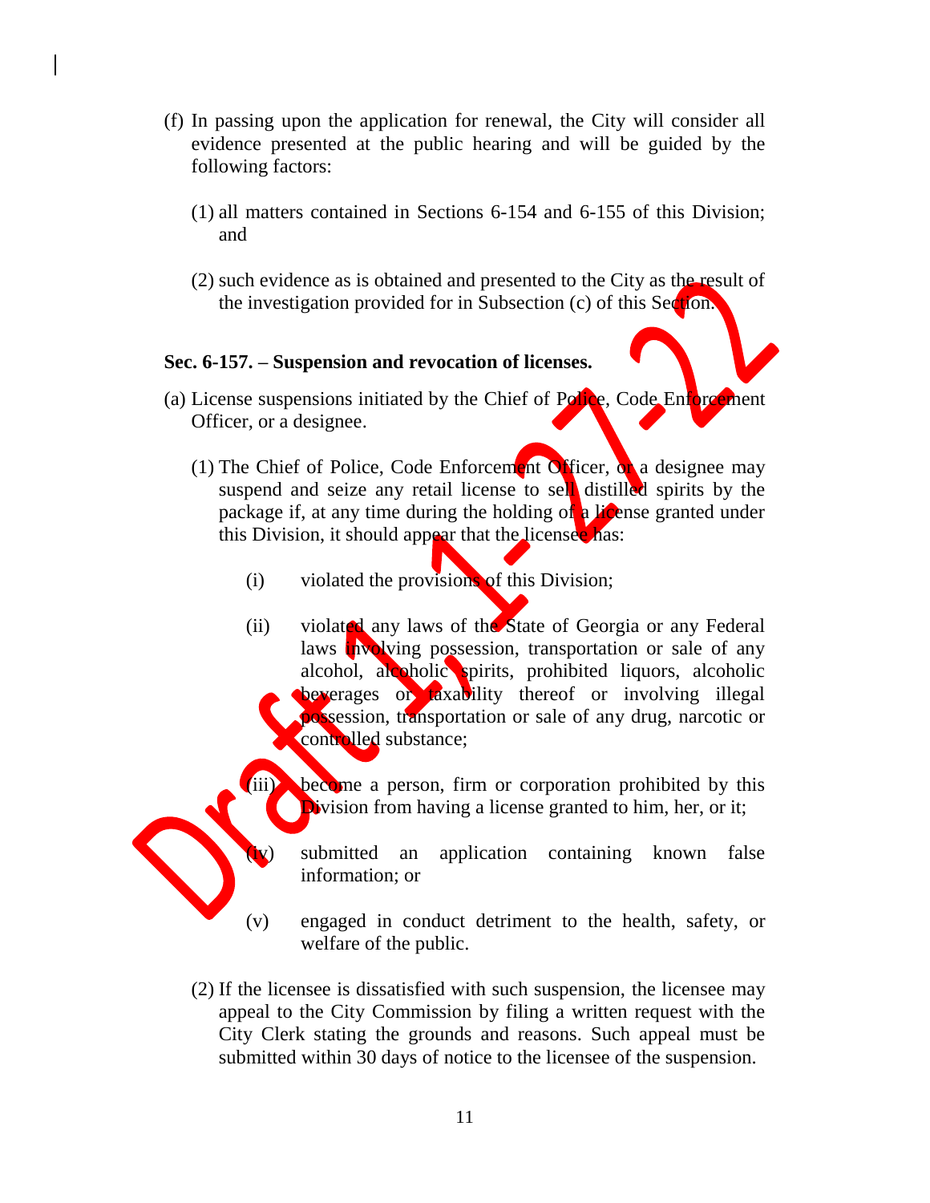(f) In passing upon the application for renewal, the City will consider all evidence presented at the public hearing and will be guided by the following factors:

(1) all matters contained in Sections 6-154 and 6-155 of this Division; and

(2) such evidence as is obtained and presented to the City as the result of the investigation provided for in Subsection (c) of this Section.

**Sec. 6-157. – Suspension and revocation of licenses.**

(a) License suspensions initiated by the Chief of Police, Code Enforcement Officer, or a designee.

(1) The Chief of Police, Code Enforcement Officer, or a designee may suspend and seize any retail license to sell distilled spirits by the package if, at any time during the holding of a license granted under this Division, it should appear that the licensee has:

(i) violated the provisions of this Division;

(ii) violated any laws of the State of Georgia or any Federal laws involving possession, transportation or sale of any alcohol, alcoholic spirits, prohibited liquors, alcoholic beverages or taxability thereof or involving illegal possession, transportation or sale of any drug, narcotic or controlled substance;

(iii) become a person, firm or corporation prohibited by this Division from having a license granted to him, her, or it;

(iv) submitted an application containing known false information; or

(v) engaged in conduct detriment to the health, safety, or welfare of the public.

(2) If the licensee is dissatisfied with such suspension, the licensee may appeal to the City Commission by filing a written request with the City Clerk stating the grounds and reasons. Such appeal must be submitted within 30 days of notice to the licensee of the suspension.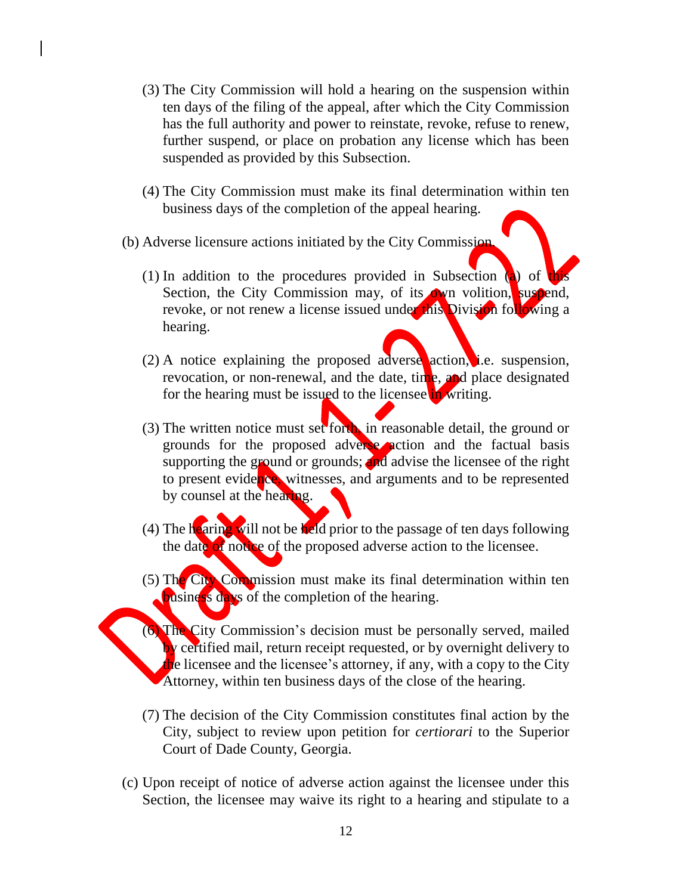(3) The City Commission will hold a hearing on the suspension within ten days of the filing of the appeal, after which the City Commission has the full authority and power to reinstate, revoke, refuse to renew, further suspend, or place on probation any license which has been suspended as provided by this Subsection.

(4) The City Commission must make its final determination within ten business days of the completion of the appeal hearing.

(b) Adverse licensure actions initiated by the City Commission.

(1) In addition to the procedures provided in Subsection (a) of this Section, the City Commission may, of its own volition, suspend, revoke, or not renew a license issued under this Division following a hearing.

(2) A notice explaining the proposed adverse action, i.e. suspension, revocation, or non-renewal, and the date, time, and place designated for the hearing must be issued to the licensee in writing.

(3) The written notice must set forth, in reasonable detail, the ground or grounds for the proposed adverse action and the factual basis supporting the ground or grounds; and advise the licensee of the right to present evidence, witnesses, and arguments and to be represented by counsel at the hearing.

(4) The hearing will not be held prior to the passage of ten days following the date of notice of the proposed adverse action to the licensee.

(5) The City Commission must make its final determination within ten business days of the completion of the hearing.

(6) The City Commission's decision must be personally served, mailed by certified mail, return receipt requested, or by overnight delivery to the licensee and the licensee's attorney, if any, with a copy to the City Attorney, within ten business days of the close of the hearing.

(7) The decision of the City Commission constitutes final action by the City, subject to review upon petition for *certiorari* to the Superior Court of Dade County, Georgia.

(c) Upon receipt of notice of adverse action against the licensee under this Section, the licensee may waive its right to a hearing and stipulate to a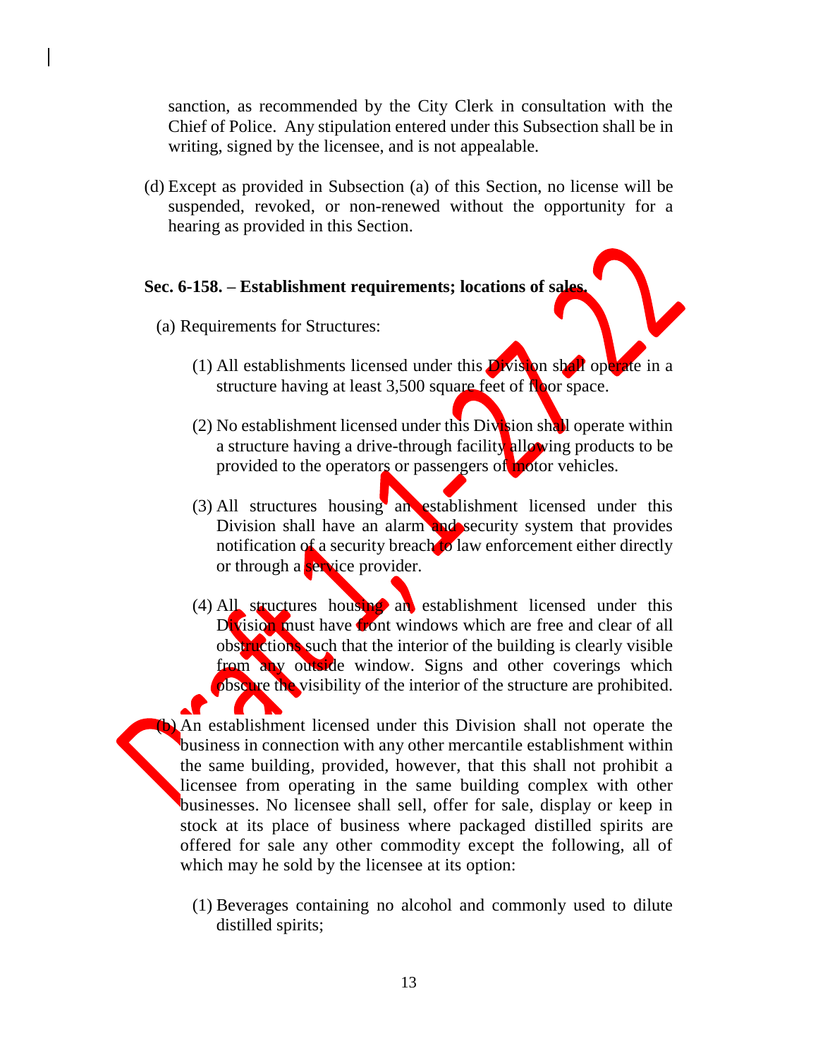sanction, as recommended by the City Clerk in consultation with the Chief of Police. Any stipulation entered under this Subsection shall be in writing, signed by the licensee, and is not appealable.

(d) Except as provided in Subsection (a) of this Section, no license will be suspended, revoked, or non-renewed without the opportunity for a hearing as provided in this Section.

**Sec. 6-158. – Establishment requirements; locations of sales.**

(a) Requirements for Structures:

(1) All establishments licensed under this Division shall operate in a structure having at least 3,500 square feet of floor space.

(2) No establishment licensed under this Division shall operate within a structure having a drive-through facility allowing products to be provided to the operators or passengers of motor vehicles.

(3) All structures housing an establishment licensed under this Division shall have an alarm and security system that provides notification of a security breach to law enforcement either directly or through a service provider.

(4) All structures housing an establishment licensed under this Division must have front windows which are free and clear of all obstructions such that the interior of the building is clearly visible from any outside window. Signs and other coverings which obscure the visibility of the interior of the structure are prohibited.

(b) An establishment licensed under this Division shall not operate the business in connection with any other mercantile establishment within the same building, provided, however, that this shall not prohibit a licensee from operating in the same building complex with other businesses. No licensee shall sell, offer for sale, display or keep in stock at its place of business where packaged distilled spirits are offered for sale any other commodity except the following, all of which may he sold by the licensee at its option:

(1) Beverages containing no alcohol and commonly used to dilute distilled spirits;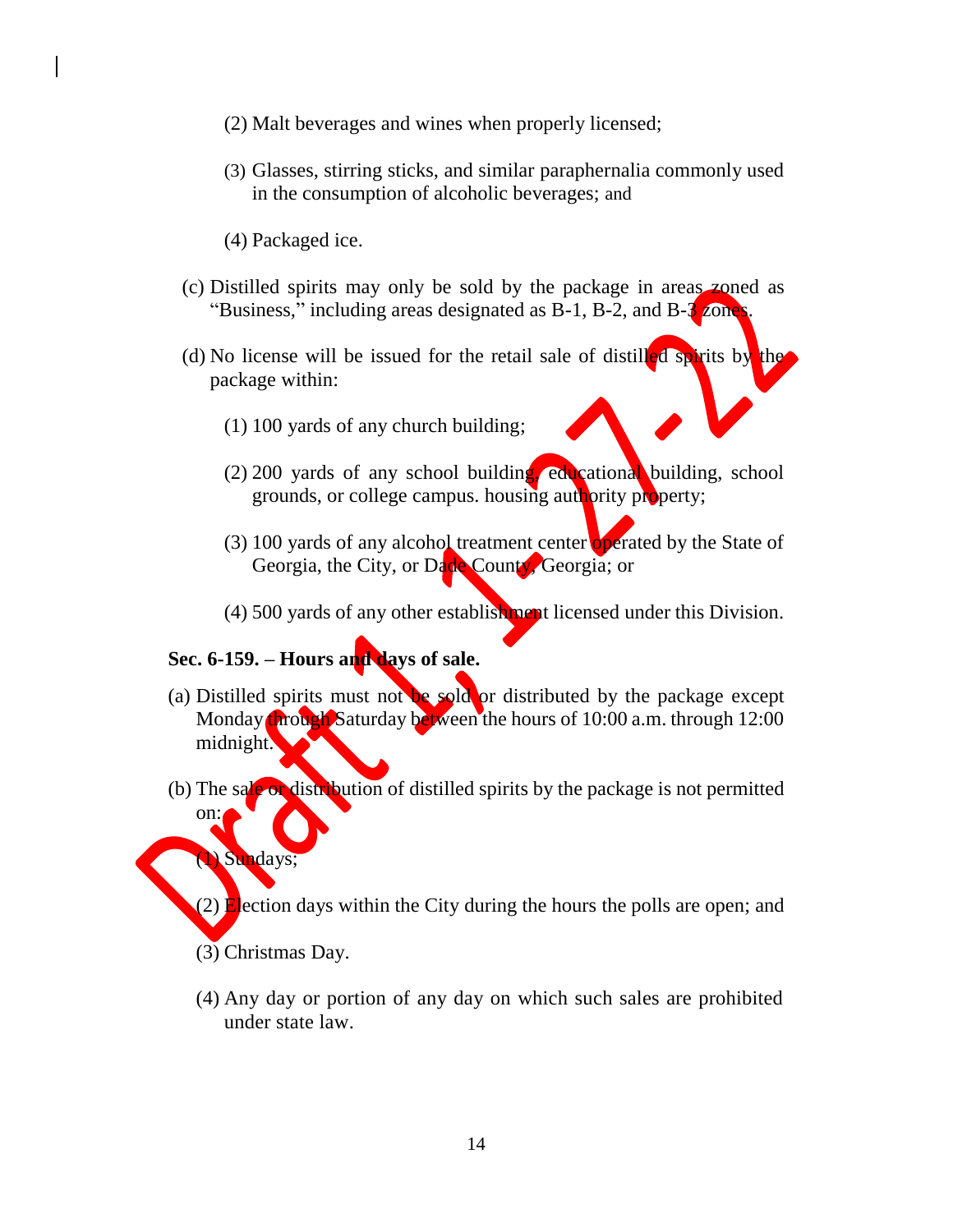(2) Malt beverages and wines when properly licensed;

(3) Glasses, stirring sticks, and similar paraphernalia commonly used in the consumption of alcoholic beverages; and

(4) Packaged ice.

(c) Distilled spirits may only be sold by the package in areas zoned as "Business," including areas designated as B-1, B-2, and B-3 zones.

(d) No license will be issued for the retail sale of distilled spirits by the package within:

(1) 100 yards of any church building;

(2) 200 yards of any school building, educational building, school grounds, or college campus. housing authority property;

(3) 100 yards of any alcohol treatment center operated by the State of Georgia, the City, or Dade County, Georgia; or

(4) 500 yards of any other establishment licensed under this Division.

**Sec. 6-159. – Hours and days of sale.**

(a) Distilled spirits must not be sold or distributed by the package except Monday through Saturday between the hours of 10:00 a.m. through 12:00 midnight.

(b) The sale or distribution of distilled spirits by the package is not permitted on:

(1) Sundays;

(2) Election days within the City during the hours the polls are open; and

(3) Christmas Day.

(4) Any day or portion of any day on which such sales are prohibited under state law.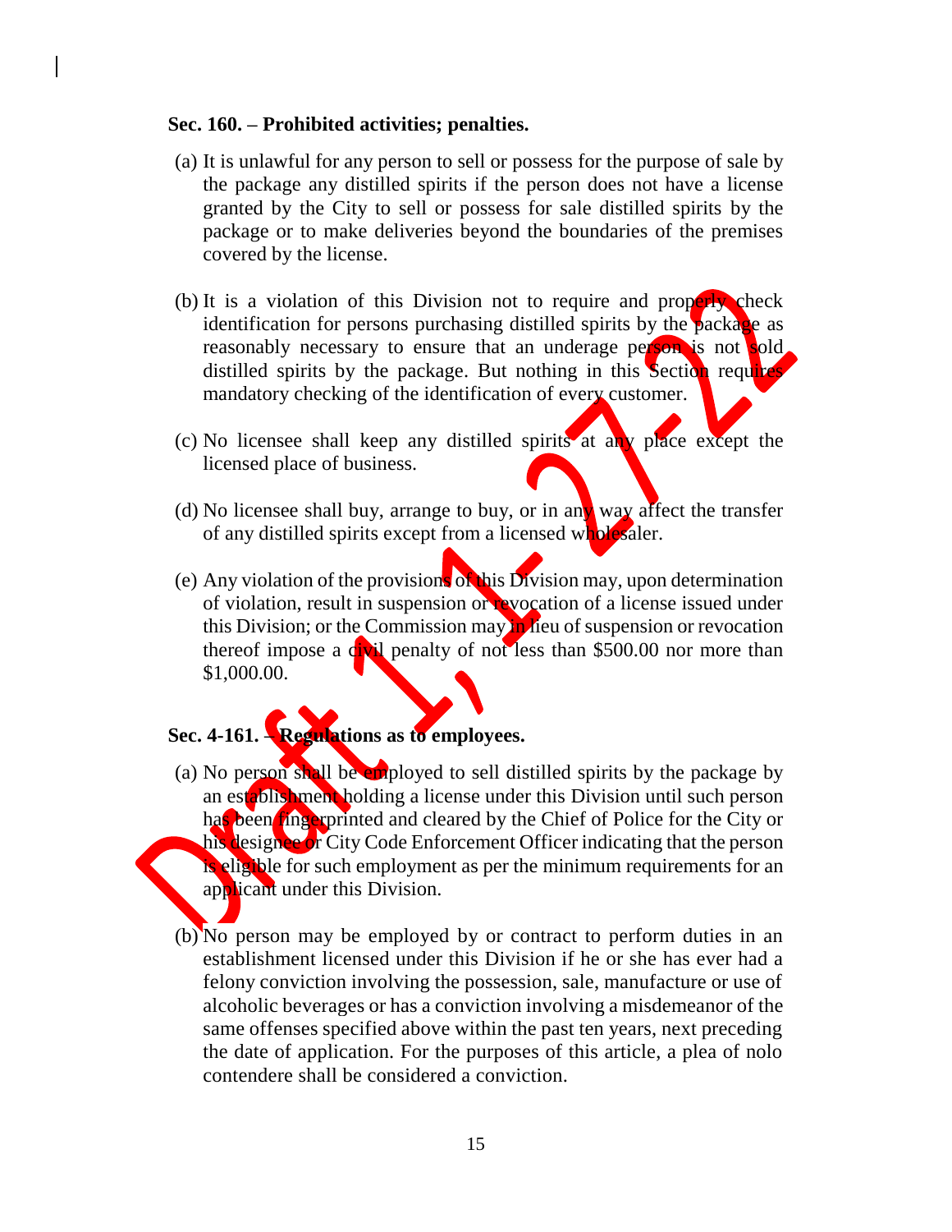### Sec. 160. – Prohibited activities; penalties.

(a) It is unlawful for any person to sell or possess for the purpose of sale by the package any distilled spirits if the person does not have a license granted by the City to sell or possess for sale distilled spirits by the package or to make deliveries beyond the boundaries of the premises covered by the license.

(b) It is a violation of this Division not to require and properly check identification for persons purchasing distilled spirits by the package as reasonably necessary to ensure that an underage person is not sold distilled spirits by the package. But nothing in this Section requires mandatory checking of the identification of every customer.

(c) No licensee shall keep any distilled spirits at any place except the licensed place of business.

(d) No licensee shall buy, arrange to buy, or in any way affect the transfer of any distilled spirits except from a licensed wholesaler.

(e) Any violation of the provisions of this Division may, upon determination of violation, result in suspension or revocation of a license issued under this Division; or the Commission may in lieu of suspension or revocation thereof impose a civil penalty of not less than $500.00 nor more than $1,000.00.

### Sec. 4-161. – Regulations as to employees.

(a) No person shall be employed to sell distilled spirits by the package by an establishment holding a license under this Division until such person has been fingerprinted and cleared by the Chief of Police for the City or his designee or City Code Enforcement Officer indicating that the person is eligible for such employment as per the minimum requirements for an applicant under this Division.

(b) No person may be employed by or contract to perform duties in an establishment licensed under this Division if he or she has ever had a felony conviction involving the possession, sale, manufacture or use of alcoholic beverages or has a conviction involving a misdemeanor of the same offenses specified above within the past ten years, next preceding the date of application. For the purposes of this article, a plea of nolo contendere shall be considered a conviction.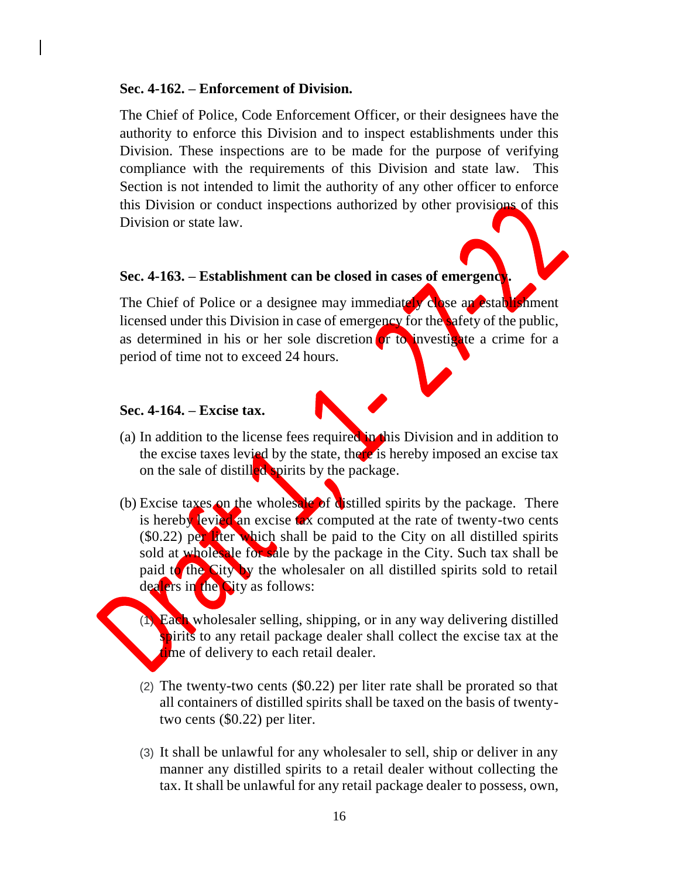**Sec. 4-162. – Enforcement of Division.**

The Chief of Police, Code Enforcement Officer, or their designees have the authority to enforce this Division and to inspect establishments under this Division. These inspections are to be made for the purpose of verifying compliance with the requirements of this Division and state law. This Section is not intended to limit the authority of any other officer to enforce this Division or conduct inspections authorized by other provisions of this Division or state law.

**Sec. 4-163. – Establishment can be closed in cases of emergency.**

The Chief of Police or a designee may immediately close an establishment licensed under this Division in case of emergency for the safety of the public, as determined in his or her sole discretion or to investigate a crime for a period of time not to exceed 24 hours.

**Sec. 4-164. – Excise tax.**

(a) In addition to the license fees required in this Division and in addition to the excise taxes levied by the state, there is hereby imposed an excise tax on the sale of distilled spirits by the package.

(b) Excise taxes on the wholesale of distilled spirits by the package. There is hereby levied an excise tax computed at the rate of twenty-two cents ($0.22) per liter which shall be paid to the City on all distilled spirits sold at wholesale for sale by the package in the City. Such tax shall be paid to the City by the wholesaler on all distilled spirits sold to retail dealers in the City as follows:

(1) Each wholesaler selling, shipping, or in any way delivering distilled spirits to any retail package dealer shall collect the excise tax at the time of delivery to each retail dealer.

(2) The twenty-two cents ($0.22) per liter rate shall be prorated so that all containers of distilled spirits shall be taxed on the basis of twenty-two cents ($0.22) per liter.

(3) It shall be unlawful for any wholesaler to sell, ship or deliver in any manner any distilled spirits to a retail dealer without collecting the tax. It shall be unlawful for any retail package dealer to possess, own,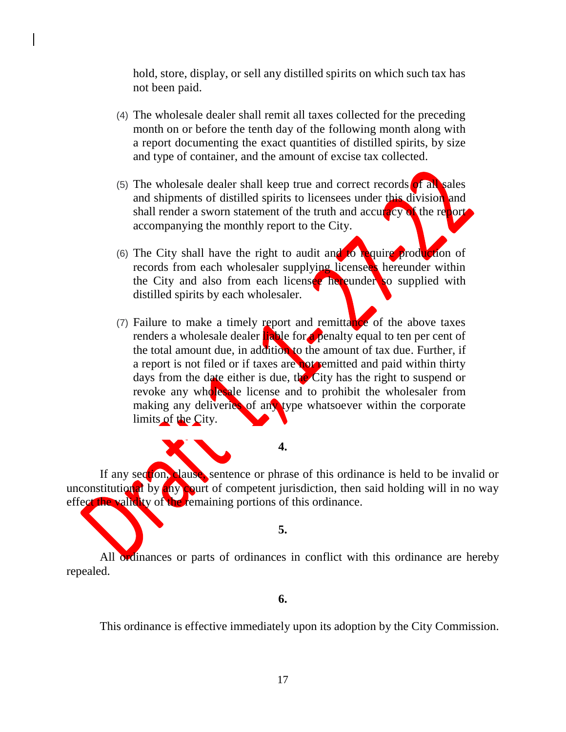hold, store, display, or sell any distilled spirits on which such tax has not been paid.

(4) The wholesale dealer shall remit all taxes collected for the preceding month on or before the tenth day of the following month along with a report documenting the exact quantities of distilled spirits, by size and type of container, and the amount of excise tax collected.

(5) The wholesale dealer shall keep true and correct records of all sales and shipments of distilled spirits to licensees under this division and shall render a sworn statement of the truth and accuracy of the report accompanying the monthly report to the City.

(6) The City shall have the right to audit and to require production of records from each wholesaler supplying licensees hereunder within the City and also from each licensee hereunder so supplied with distilled spirits by each wholesaler.

(7) Failure to make a timely report and remittance of the above taxes renders a wholesale dealer liable for a penalty equal to ten per cent of the total amount due, in addition to the amount of tax due. Further, if a report is not filed or if taxes are not remitted and paid within thirty days from the date either is due, the City has the right to suspend or revoke any wholesale license and to prohibit the wholesaler from making any deliveries of any type whatsoever within the corporate limits of the City.

**4.**

If any section, clause, sentence or phrase of this ordinance is held to be invalid or unconstitutional by any court of competent jurisdiction, then said holding will in no way effect the validity of the remaining portions of this ordinance.

**5.**

All ordinances or parts of ordinances in conflict with this ordinance are hereby repealed.

**6.**

This ordinance is effective immediately upon its adoption by the City Commission.

Draft 1.27.22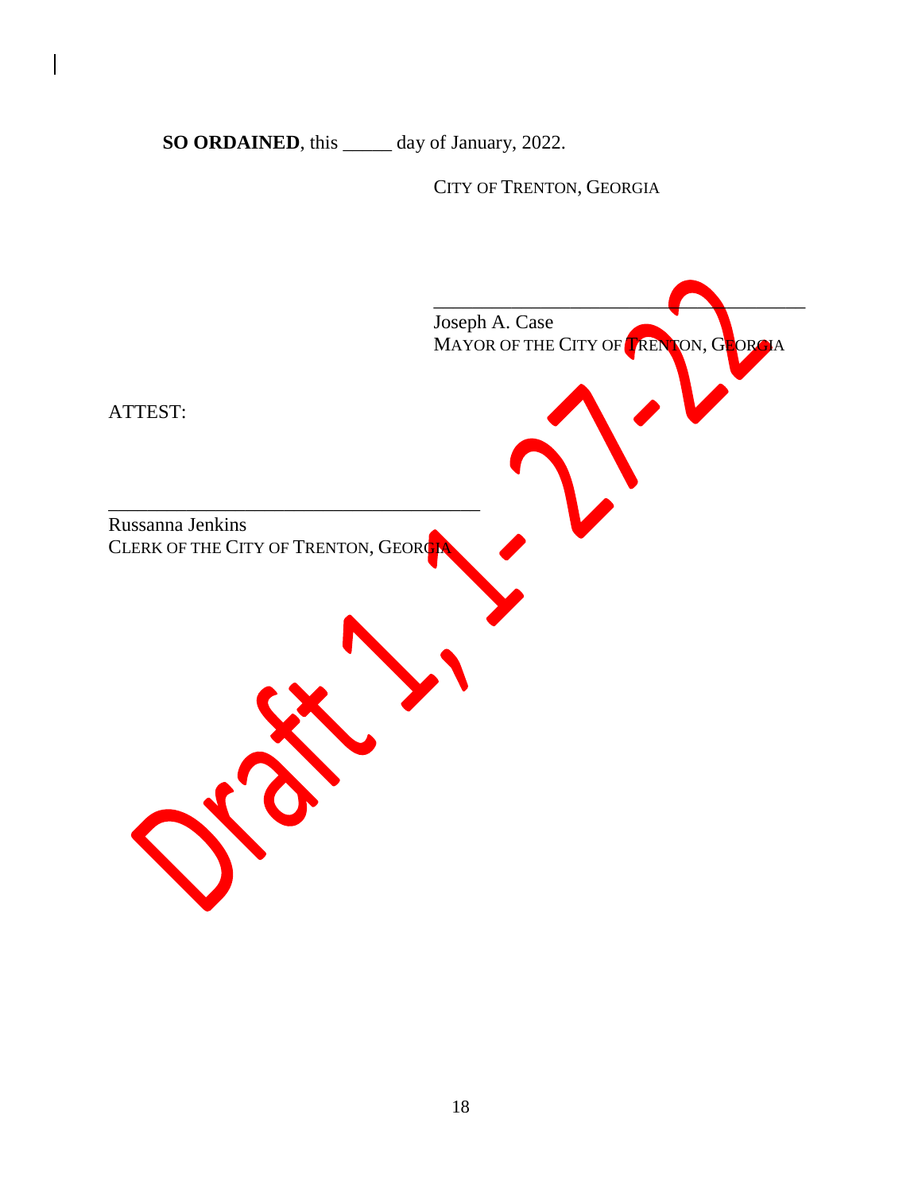**SO ORDAINED**, this _____ day of January, 2022.

CITY OF TRENTON, GEORGIA

\_\_\_\_\_\_\_\_\_\_\_\_\_\_\_\_\_\_\_\_\_\_\_\_\_\_\_\_\_\_\_\_\_\_\_\_\_\_

Joseph A. Case
MAYOR OF THE CITY OF TRENTON, GEORGIA

ATTEST:

\_\_\_\_\_\_\_\_\_\_\_\_\_\_\_\_\_\_\_\_\_\_\_\_\_\_\_\_\_\_\_\_\_\_\_\_\_\_

Russanna Jenkins
CLERK OF THE CITY OF TRENTON, GEORGIA

Draft 1, 1-27-22